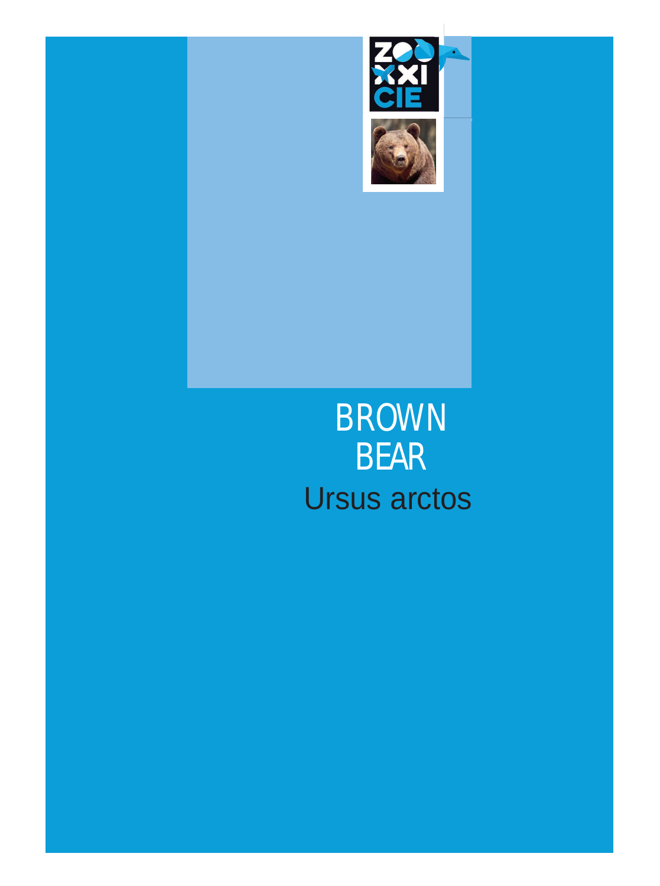# BROWN BEAR

*Ursus arctos*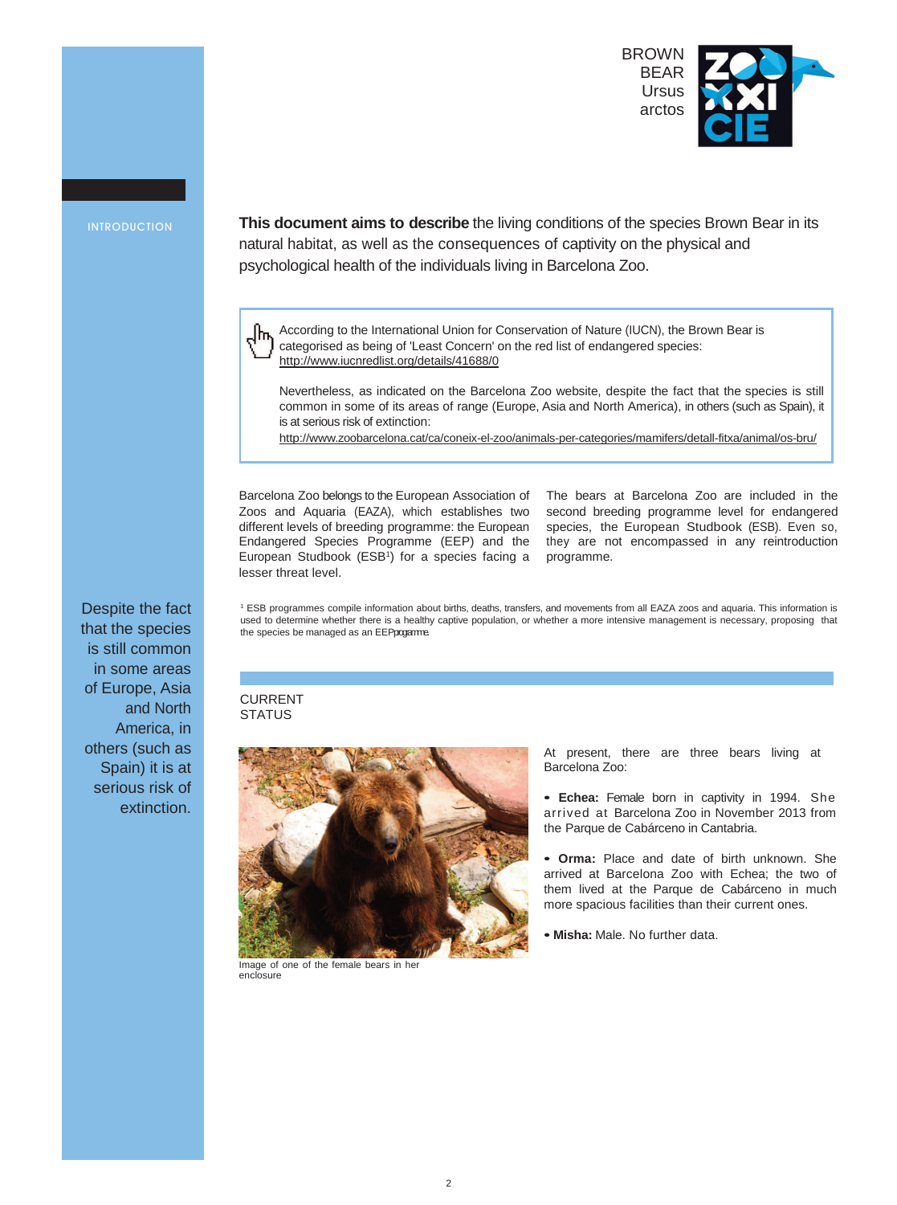BROWN BEAR
Ursus arctos

## INTRODUCTION

**This document aims to describe** the living conditions of the species Brown Bear in its natural habitat, as well as the consequences of captivity on the physical and psychological health of the individuals living in Barcelona Zoo.

> According to the International Union for Conservation of Nature (IUCN), the Brown Bear is categorised as being of 'Least Concern' on the red list of endangered species: http://www.iucnredlist.org/details/41688/0
>
> Nevertheless, as indicated on the Barcelona Zoo website, despite the fact that the species is still common in some of its areas of range (Europe, Asia and North America), in others (such as Spain), it is at serious risk of extinction: http://www.zoobarcelona.cat/ca/coneix-el-zoo/animals-per-categories/mamifers/detall-fitxa/animal/os-bru/

Barcelona Zoo belongs to the European Association of Zoos and Aquaria (EAZA), which establishes two different levels of breeding programme: the European Endangered Species Programme (EEP) and the European Studbook (ESB[1]) for a species facing a lesser threat level.

The bears at Barcelona Zoo are included in the second breeding programme level for endangered species, the European Studbook (ESB). Even so, they are not encompassed in any reintroduction programme.

Despite the fact that the species is still common in some areas of Europe, Asia and North America, in others (such as Spain) it is at serious risk of extinction.

[1] ESB programmes compile information about births, deaths, transfers, and movements from all EAZA zoos and aquaria. This information is used to determine whether there is a healthy captive population, or whether a more intensive management is necessary, proposing that the species be managed as an EEP programme.

## CURRENT STATUS

Image of one of the female bears in her enclosure

At present, there are three bears living at Barcelona Zoo:

- **Echea:** Female born in captivity in 1994. She arrived at Barcelona Zoo in November 2013 from the Parque de Cabárceno in Cantabria.
- **Orma:** Place and date of birth unknown. She arrived at Barcelona Zoo with Echea; the two of them lived at the Parque de Cabárceno in much more spacious facilities than their current ones.
- **Misha:** Male. No further data.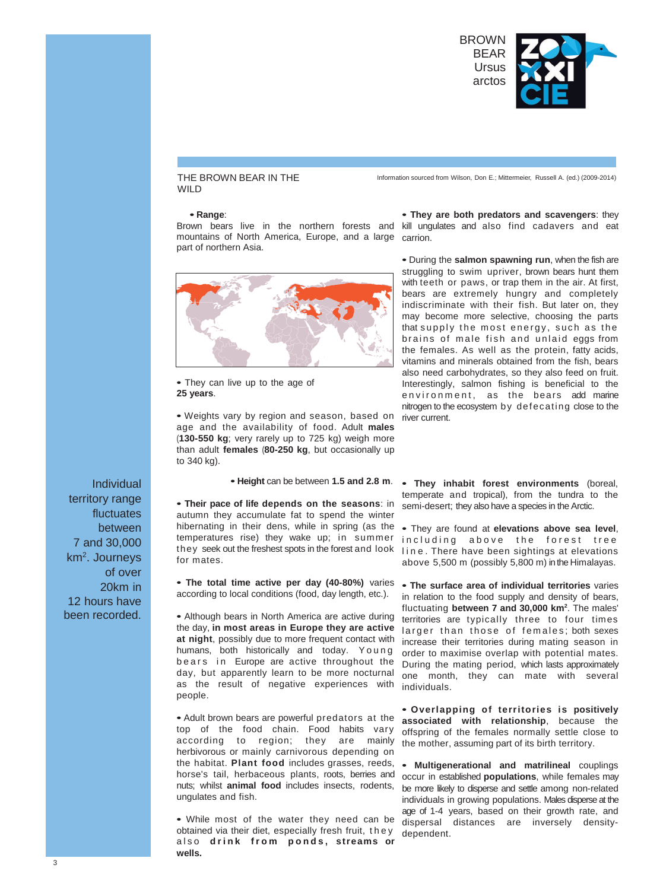BROWN BEAR *Ursus arctos*

## THE BROWN BEAR IN THE WILD

Information sourced from Wilson, Don E.; Mittermeier, Russell A. (ed.) (2009-2014)

• **Range**:
Brown bears live in the northern forests and mountains of North America, Europe, and a large part of northern Asia.

• They can live up to the age of **25 years**.

• Weights vary by region and season, based on age and the availability of food. Adult **males** (**130-550 kg**; very rarely up to 725 kg) weigh more than adult **females** (**80-250 kg**, but occasionally up to 340 kg).

• **Height** can be between **1.5 and 2.8 m**.

• **Their pace of life depends on the seasons**: in autumn they accumulate fat to spend the winter hibernating in their dens, while in spring (as the temperatures rise) they wake up; in summer they seek out the freshest spots in the forest and look for mates.

• **The total time active per day (40-80%)** varies according to local conditions (food, day length, etc.).

• Although bears in North America are active during the day, **in most areas in Europe they are active at night**, possibly due to more frequent contact with humans, both historically and today. Young bears in Europe are active throughout the day, but apparently learn to be more nocturnal as the result of negative experiences with people.

• Adult brown bears are powerful predators at the top of the food chain. Food habits vary according to region; they are mainly herbivorous or mainly carnivorous depending on the habitat. **Plant food** includes grasses, reeds, horse's tail, herbaceous plants, roots, berries and nuts; whilst **animal food** includes insects, rodents, ungulates and fish.

• While most of the water they need can be obtained via their diet, especially fresh fruit, they also **drink from ponds, streams or wells.**

• **They are both predators and scavengers**: they kill ungulates and also find cadavers and eat carrion.

• During the **salmon spawning run**, when the fish are struggling to swim upriver, brown bears hunt them with teeth or paws, or trap them in the air. At first, bears are extremely hungry and completely indiscriminate with their fish. But later on, they may become more selective, choosing the parts that supply the most energy, such as the brains of male fish and unlaid eggs from the females. As well as the protein, fatty acids, vitamins and minerals obtained from the fish, bears also need carbohydrates, so they also feed on fruit. Interestingly, salmon fishing is beneficial to the environment, as the bears add marine nitrogen to the ecosystem by defecating close to the river current.

• **They inhabit forest environments** (boreal, temperate and tropical), from the tundra to the semi-desert; they also have a species in the Arctic.

• They are found at **elevations above sea level**, including above the forest tree line. There have been sightings at elevations above 5,500 m (possibly 5,800 m) in the Himalayas.

• **The surface area of individual territories** varies in relation to the food supply and density of bears, fluctuating **between 7 and 30,000 km²**. The males' territories are typically three to four times larger than those of females; both sexes increase their territories during mating season in order to maximise overlap with potential mates. During the mating period, which lasts approximately one month, they can mate with several individuals.

• **Overlapping of territories is positively associated with relationship**, because the offspring of the females normally settle close to the mother, assuming part of its birth territory.

• **Multigenerational and matrilineal** couplings occur in established **populations**, while females may be more likely to disperse and settle among non-related individuals in growing populations. Males disperse at the age of 1-4 years, based on their growth rate, and dispersal distances are inversely density-dependent.

Individual territory range fluctuates between 7 and 30,000 km². Journeys of over 20km in 12 hours have been recorded.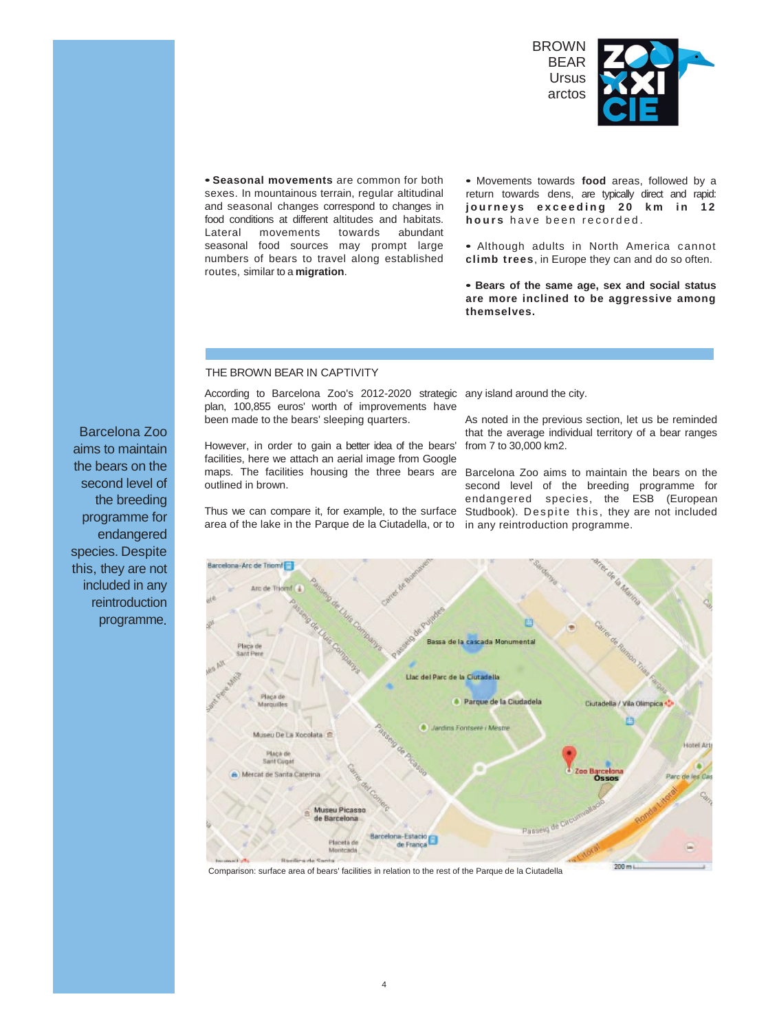BROWN BEAR *Ursus arctos*

- **Seasonal movements** are common for both sexes. In mountainous terrain, regular altitudinal and seasonal changes correspond to changes in food conditions at different altitudes and habitats. Lateral movements towards abundant seasonal food sources may prompt large numbers of bears to travel along established routes, similar to a **migration**.

- Movements towards **food** areas, followed by a return towards dens, are typically direct and rapid: **journeys exceeding 20 km in 12 hours** have been recorded.

- Although adults in North America cannot **climb trees**, in Europe they can and do so often.

- **Bears of the same age, sex and social status are more inclined to be aggressive among themselves.**

## THE BROWN BEAR IN CAPTIVITY

According to Barcelona Zoo's 2012-2020 strategic plan, 100,855 euros' worth of improvements have been made to the bears' sleeping quarters.

However, in order to gain a better idea of the bears' facilities, here we attach an aerial image from Google maps. The facilities housing the three bears are outlined in brown.

Thus we can compare it, for example, to the surface area of the lake in the Parque de la Ciutadella, or to any island around the city.

As noted in the previous section, let us be reminded that the average individual territory of a bear ranges from 7 to 30,000 km2.

Barcelona Zoo aims to maintain the bears on the second level of the breeding programme for endangered species, the ESB (European Studbook). Despite this, they are not included in any reintroduction programme.

Barcelona Zoo aims to maintain the bears on the second level of the breeding programme for endangered species. Despite this, they are not included in any reintroduction programme.

Comparison: surface area of bears' facilities in relation to the rest of the Parque de la Ciutadella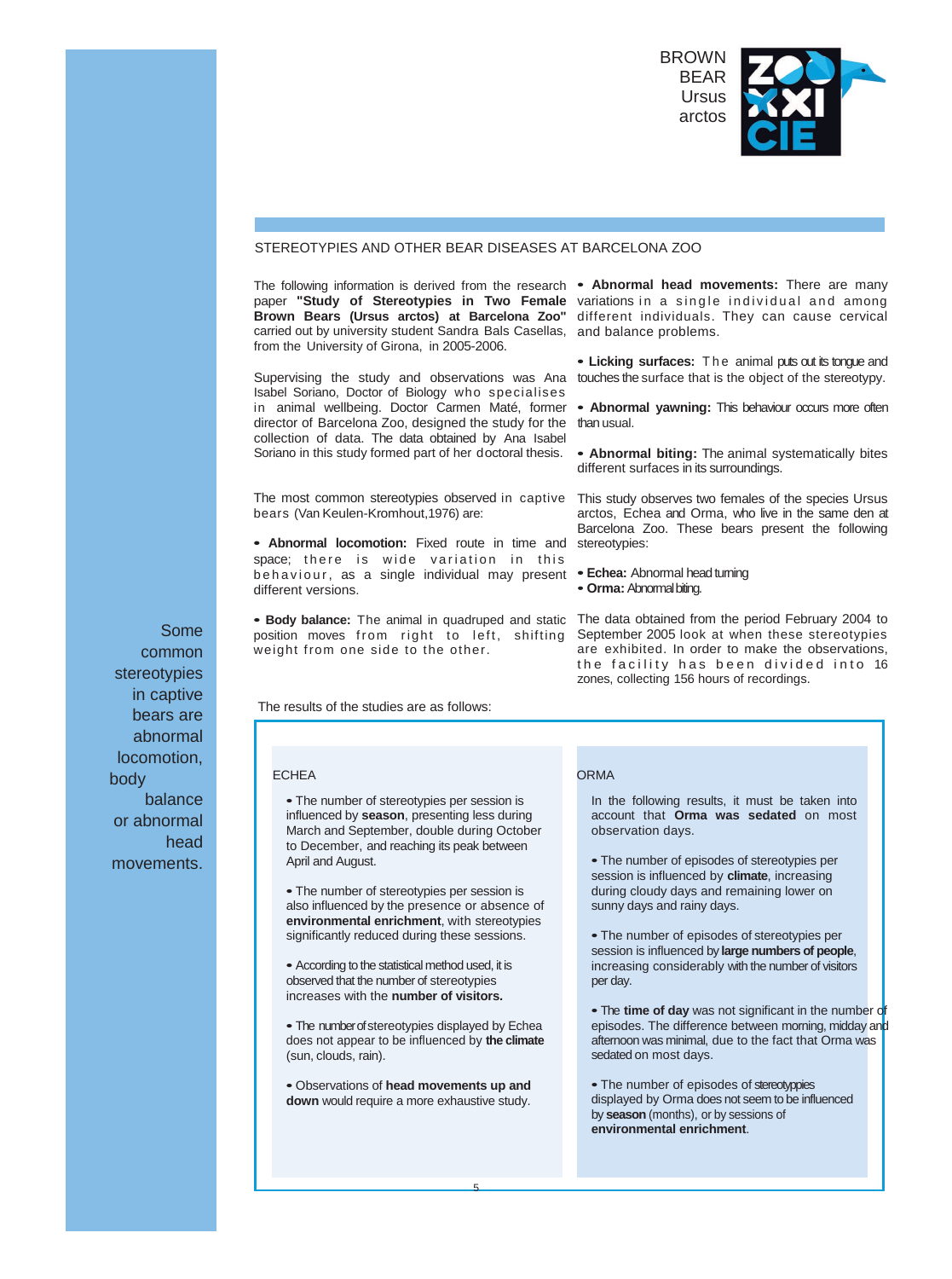BROWN BEAR *Ursus arctos*

## STEREOTYPIES AND OTHER BEAR DISEASES AT BARCELONA ZOO

The following information is derived from the research paper **"Study of Stereotypies in Two Female Brown Bears (Ursus arctos) at Barcelona Zoo"** carried out by university student Sandra Bals Casellas, from the University of Girona, in 2005-2006.

Supervising the study and observations was Ana Isabel Soriano, Doctor of Biology who specialises in animal wellbeing. Doctor Carmen Maté, former director of Barcelona Zoo, designed the study for the collection of data. The data obtained by Ana Isabel Soriano in this study formed part of her doctoral thesis.

The most common stereotypies observed in captive bears (Van Keulen-Kromhout,1976) are:

- **Abnormal locomotion:** Fixed route in time and space; there is wide variation in this behaviour, as a single individual may present different versions.
- **Body balance:** The animal in quadruped and static position moves from right to left, shifting weight from one side to the other.
- **Abnormal head movements:** There are many variations in a single individual and among different individuals. They can cause cervical and balance problems.
- **Licking surfaces:** The animal puts out its tongue and touches the surface that is the object of the stereotypy.
- **Abnormal yawning:** This behaviour occurs more often than usual.
- **Abnormal biting:** The animal systematically bites different surfaces in its surroundings.

This study observes two females of the species Ursus arctos, Echea and Orma, who live in the same den at Barcelona Zoo. These bears present the following stereotypies:

- **Echea:** Abnormal head turning
- **Orma:** Abnormal biting.

The data obtained from the period February 2004 to September 2005 look at when these stereotypies are exhibited. In order to make the observations, the facility has been divided into 16 zones, collecting 156 hours of recordings.

Some common stereotypies in captive bears are abnormal locomotion, body balance or abnormal head movements.

The results of the studies are as follows:

### ECHEA

- The number of stereotypies per session is influenced by **season**, presenting less during March and September, double during October to December, and reaching its peak between April and August.
- The number of stereotypies per session is also influenced by the presence or absence of **environmental enrichment**, with stereotypies significantly reduced during these sessions.
- According to the statistical method used, it is observed that the number of stereotypies increases with the **number of visitors.**
- The number of stereotypies displayed by Echea does not appear to be influenced by **the climate** (sun, clouds, rain).
- Observations of **head movements up and down** would require a more exhaustive study.

### ORMA

In the following results, it must be taken into account that **Orma was sedated** on most observation days.

- The number of episodes of stereotypies per session is influenced by **climate**, increasing during cloudy days and remaining lower on sunny days and rainy days.
- The number of episodes of stereotypies per session is influenced by **large numbers of people**, increasing considerably with the number of visitors per day.
- The **time of day** was not significant in the number of episodes. The difference between morning, midday and afternoon was minimal, due to the fact that Orma was sedated on most days.
- The number of episodes of stereotyppies displayed by Orma does not seem to be influenced by **season** (months), or by sessions of **environmental enrichment**.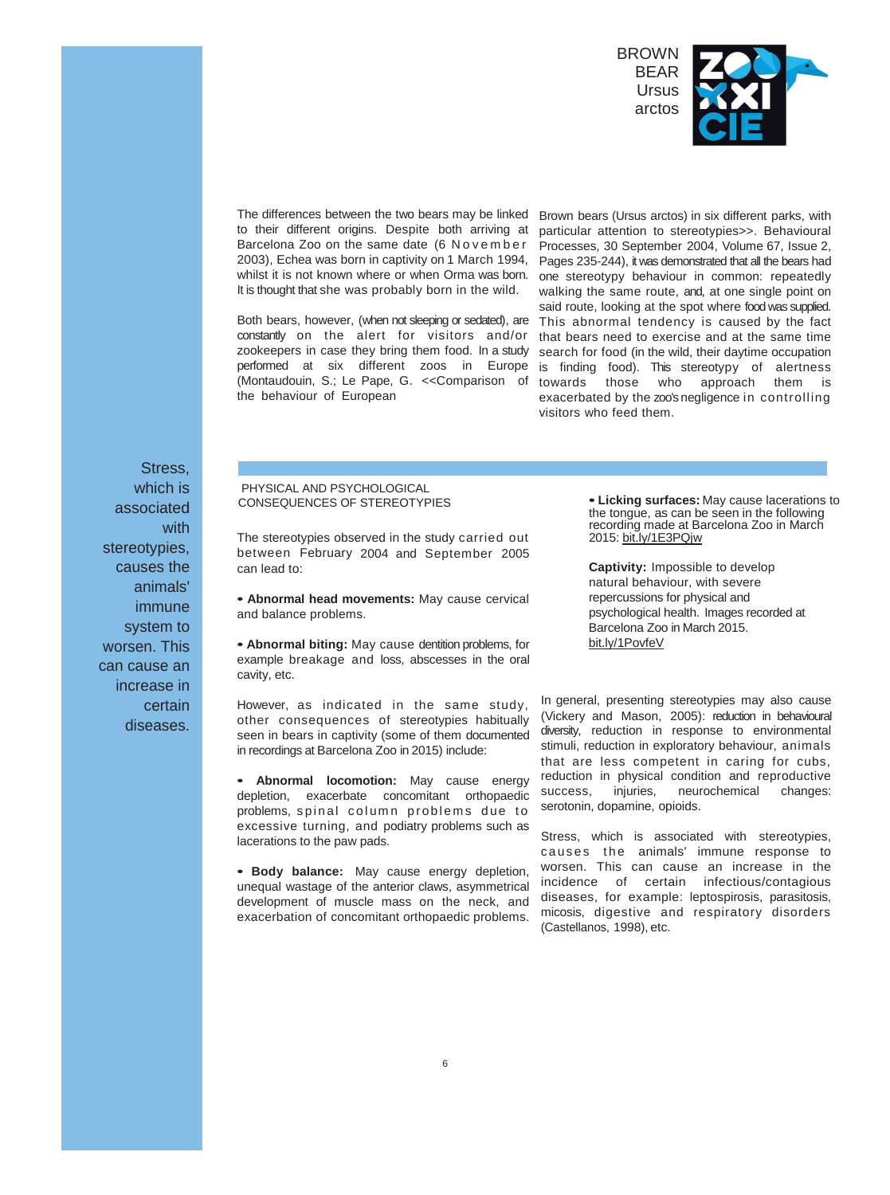The differences between the two bears may be linked to their different origins. Despite both arriving at Barcelona Zoo on the same date (6 November 2003), Echea was born in captivity on 1 March 1994, whilst it is not known where or when Orma was born. It is thought that she was probably born in the wild.

Both bears, however, (when not sleeping or sedated), are constantly on the alert for visitors and/or zookeepers in case they bring them food. In a study performed at six different zoos in Europe (Montaudouin, S.; Le Pape, G. <<Comparison of the behaviour of European Brown bears (Ursus arctos) in six different parks, with particular attention to stereotypies>>. Behavioural Processes, 30 September 2004, Volume 67, Issue 2, Pages 235-244), it was demonstrated that all the bears had one stereotypy behaviour in common: repeatedly walking the same route, and, at one single point on said route, looking at the spot where food was supplied. This abnormal tendency is caused by the fact that bears need to exercise and at the same time search for food (in the wild, their daytime occupation is finding food). This stereotypy of alertness towards those who approach them is exacerbated by the zoo's negligence in controlling visitors who feed them.

Stress, which is associated with stereotypies, causes the animals' immune system to worsen. This can cause an increase in certain diseases.

## PHYSICAL AND PSYCHOLOGICAL CONSEQUENCES OF STEREOTYPIES

The stereotypies observed in the study carried out between February 2004 and September 2005 can lead to:

- **Abnormal head movements:** May cause cervical and balance problems.

- **Abnormal biting:** May cause dentition problems, for example breakage and loss, abscesses in the oral cavity, etc.

However, as indicated in the same study, other consequences of stereotypies habitually seen in bears in captivity (some of them documented in recordings at Barcelona Zoo in 2015) include:

- **Abnormal locomotion:** May cause energy depletion, exacerbate concomitant orthopaedic problems, spinal column problems due to excessive turning, and podiatry problems such as lacerations to the paw pads.

- **Body balance:** May cause energy depletion, unequal wastage of the anterior claws, asymmetrical development of muscle mass on the neck, and exacerbation of concomitant orthopaedic problems.

- **Licking surfaces:** May cause lacerations to the tongue, as can be seen in the following recording made at Barcelona Zoo in March 2015: bit.ly/1E3PQjw

**Captivity:** Impossible to develop natural behaviour, with severe repercussions for physical and psychological health. Images recorded at Barcelona Zoo in March 2015. bit.ly/1PovfeV

In general, presenting stereotypies may also cause (Vickery and Mason, 2005): reduction in behavioural diversity, reduction in response to environmental stimuli, reduction in exploratory behaviour, animals that are less competent in caring for cubs, reduction in physical condition and reproductive success, injuries, neurochemical changes: serotonin, dopamine, opioids.

Stress, which is associated with stereotypies, causes the animals' immune response to worsen. This can cause an increase in the incidence of certain infectious/contagious diseases, for example: leptospirosis, parasitosis, micosis, digestive and respiratory disorders (Castellanos, 1998), etc.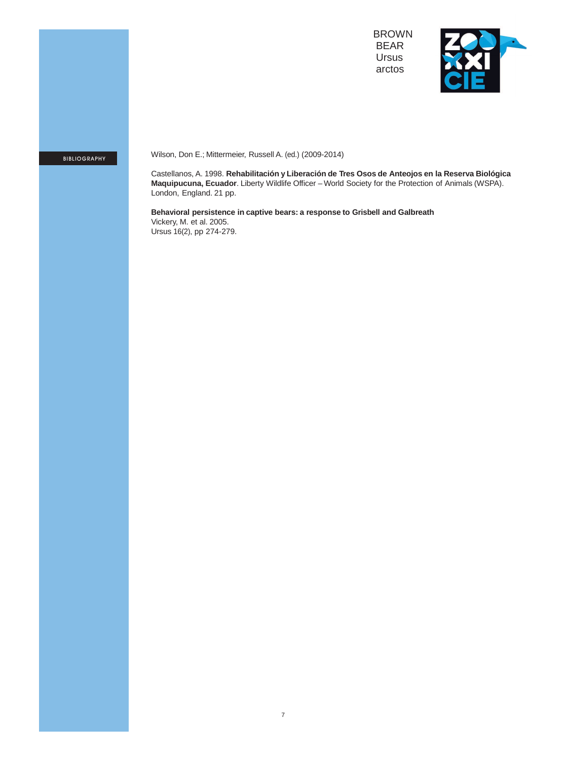## BIBLIOGRAPHY

Wilson, Don E.; Mittermeier, Russell A. (ed.) (2009-2014)

Castellanos, A. 1998. **Rehabilitación y Liberación de Tres Osos de Anteojos en la Reserva Biológica Maquipucuna, Ecuador**. Liberty Wildlife Officer – World Society for the Protection of Animals (WSPA). London, England. 21 pp.

**Behavioral persistence in captive bears: a response to Grisbell and Galbreath**
Vickery, M. et al. 2005.
Ursus 16(2), pp 274-279.